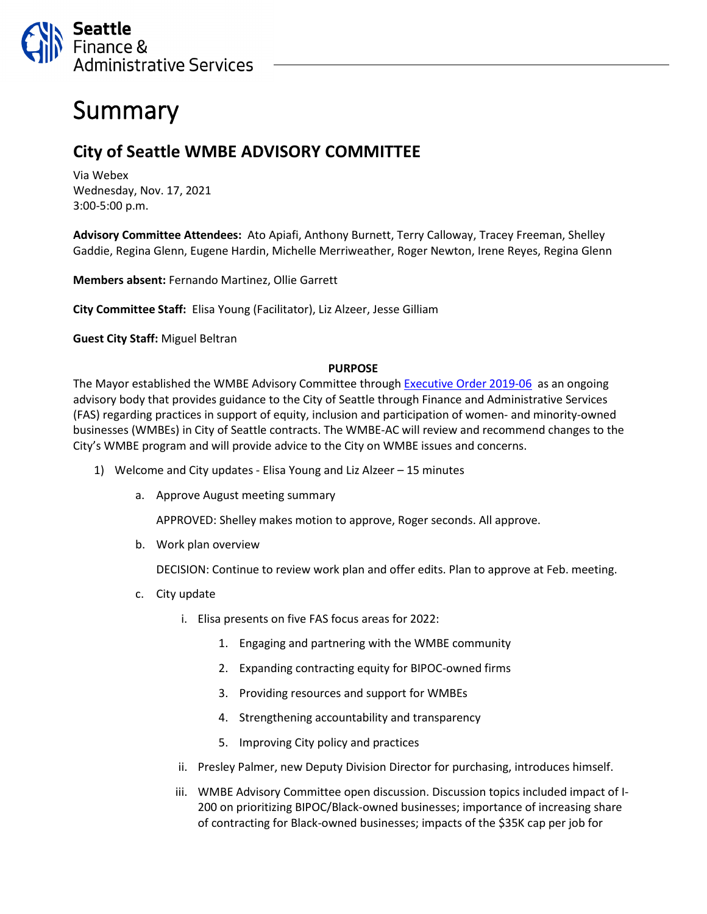Seattle Finance & Administrative Services

# Summary

## City of Seattle WMBE ADVISORY COMMITTEE

Via Webex
Wednesday, Nov. 17, 2021
3:00-5:00 p.m.

**Advisory Committee Attendees:** Ato Apiafi, Anthony Burnett, Terry Calloway, Tracey Freeman, Shelley Gaddie, Regina Glenn, Eugene Hardin, Michelle Merriweather, Roger Newton, Irene Reyes, Regina Glenn

**Members absent:** Fernando Martinez, Ollie Garrett

**City Committee Staff:** Elisa Young (Facilitator), Liz Alzeer, Jesse Gilliam

**Guest City Staff:** Miguel Beltran

**PURPOSE**

The Mayor established the WMBE Advisory Committee through Executive Order 2019-06 as an ongoing advisory body that provides guidance to the City of Seattle through Finance and Administrative Services (FAS) regarding practices in support of equity, inclusion and participation of women- and minority-owned businesses (WMBEs) in City of Seattle contracts. The WMBE-AC will review and recommend changes to the City's WMBE program and will provide advice to the City on WMBE issues and concerns.

1) Welcome and City updates - Elisa Young and Liz Alzeer – 15 minutes
   a. Approve August meeting summary

      APPROVED: Shelley makes motion to approve, Roger seconds. All approve.

   b. Work plan overview

      DECISION: Continue to review work plan and offer edits. Plan to approve at Feb. meeting.

   c. City update
      i. Elisa presents on five FAS focus areas for 2022:
         1. Engaging and partnering with the WMBE community
         2. Expanding contracting equity for BIPOC-owned firms
         3. Providing resources and support for WMBEs
         4. Strengthening accountability and transparency
         5. Improving City policy and practices
      ii. Presley Palmer, new Deputy Division Director for purchasing, introduces himself.
      iii. WMBE Advisory Committee open discussion. Discussion topics included impact of I-200 on prioritizing BIPOC/Black-owned businesses; importance of increasing share of contracting for Black-owned businesses; impacts of the $35K cap per job for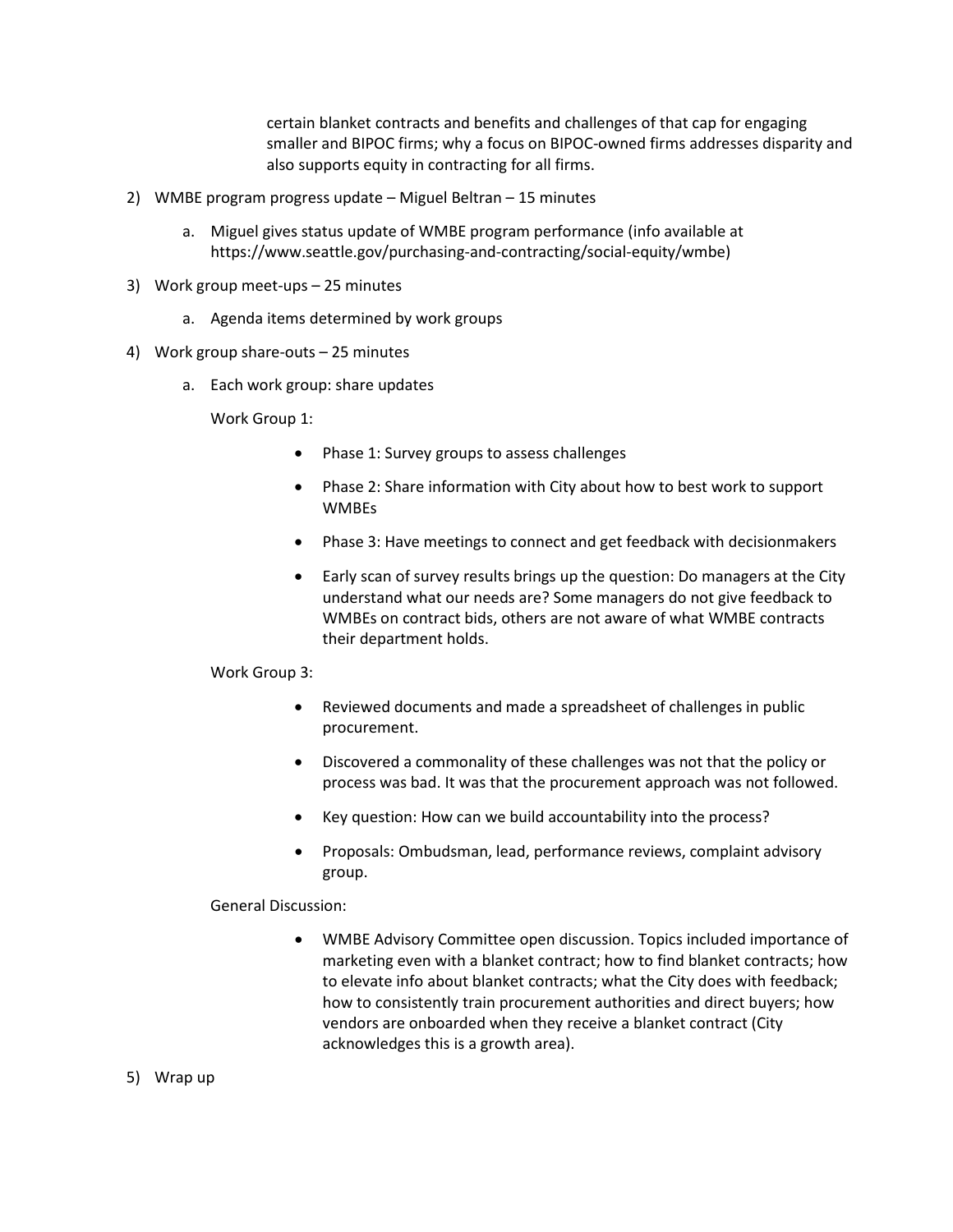certain blanket contracts and benefits and challenges of that cap for engaging smaller and BIPOC firms; why a focus on BIPOC-owned firms addresses disparity and also supports equity in contracting for all firms.

2) WMBE program progress update – Miguel Beltran – 15 minutes

   a. Miguel gives status update of WMBE program performance (info available at https://www.seattle.gov/purchasing-and-contracting/social-equity/wmbe)

3) Work group meet-ups – 25 minutes

   a. Agenda items determined by work groups

4) Work group share-outs – 25 minutes

   a. Each work group: share updates

      Work Group 1:

      - Phase 1: Survey groups to assess challenges
      - Phase 2: Share information with City about how to best work to support WMBEs
      - Phase 3: Have meetings to connect and get feedback with decisionmakers
      - Early scan of survey results brings up the question: Do managers at the City understand what our needs are? Some managers do not give feedback to WMBEs on contract bids, others are not aware of what WMBE contracts their department holds.

      Work Group 3:

      - Reviewed documents and made a spreadsheet of challenges in public procurement.
      - Discovered a commonality of these challenges was not that the policy or process was bad. It was that the procurement approach was not followed.
      - Key question: How can we build accountability into the process?
      - Proposals: Ombudsman, lead, performance reviews, complaint advisory group.

      General Discussion:

      - WMBE Advisory Committee open discussion. Topics included importance of marketing even with a blanket contract; how to find blanket contracts; how to elevate info about blanket contracts; what the City does with feedback; how to consistently train procurement authorities and direct buyers; how vendors are onboarded when they receive a blanket contract (City acknowledges this is a growth area).

5) Wrap up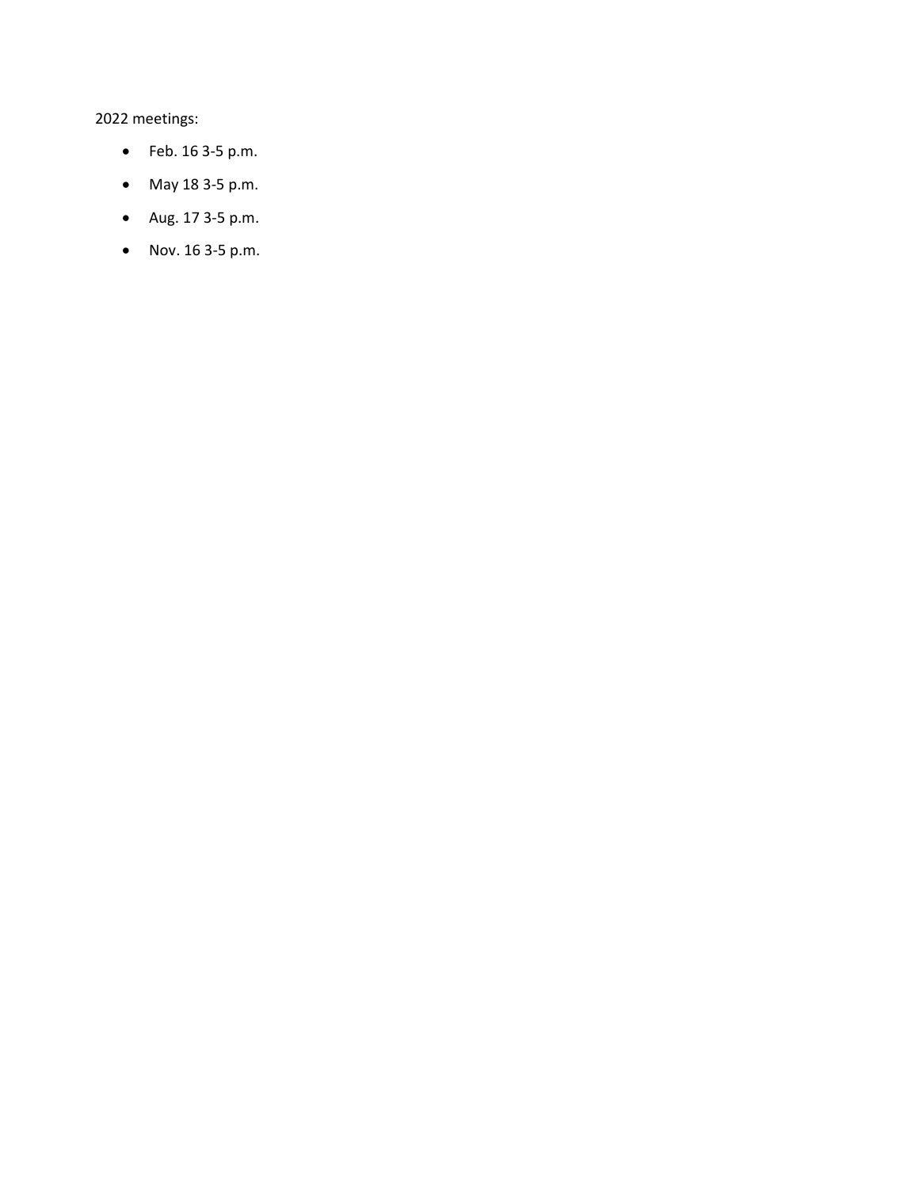2022 meetings:

- Feb. 16 3-5 p.m.
- May 18 3-5 p.m.
- Aug. 17 3-5 p.m.
- Nov. 16 3-5 p.m.